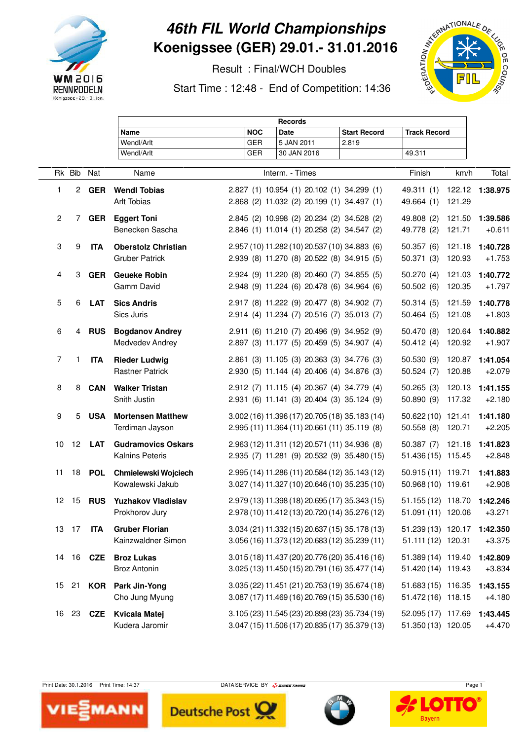# 46th FIL World Championships
## Koenigssee (GER) 29.01.- 31.01.2016

Result : Final/WCH Doubles

Start Time : 12:48 - End of Competition: 14:36

| Records | | | | |
|---|---|---|---|---|
| Name | NOC | Date | Start Record | Track Record |
| Wendl/Arlt | GER | 5 JAN 2011 | 2.819 | |
| Wendl/Arlt | GER | 30 JAN 2016 | | 49.311 |

| Rk | Bib | Nat | Name | Interm. - Times | | | | Finish | km/h | Total |
|---|---|---|---|---|---|---|---|---|---|---|
| 1 | 2 | GER | **Wendl Tobias** | 2.827 (1) | 10.954 (1) | 20.102 (1) | 34.299 (1) | 49.311 (1) | 122.12 | **1:38.975** |
| | | | Arlt Tobias | 2.868 (2) | 11.032 (2) | 20.199 (1) | 34.497 (1) | 49.664 (1) | 121.29 | |
| 2 | 7 | GER | **Eggert Toni** | 2.845 (2) | 10.998 (2) | 20.234 (2) | 34.528 (2) | 49.808 (2) | 121.50 | **1:39.586** |
| | | | Benecken Sascha | 2.846 (1) | 11.014 (1) | 20.258 (2) | 34.547 (2) | 49.778 (2) | 121.71 | +0.611 |
| 3 | 9 | ITA | **Oberstolz Christian** | 2.957 (10) | 11.282 (10) | 20.537 (10) | 34.883 (6) | 50.357 (6) | 121.18 | **1:40.728** |
| | | | Gruber Patrick | 2.939 (8) | 11.270 (8) | 20.522 (8) | 34.915 (5) | 50.371 (3) | 120.93 | +1.753 |
| 4 | 3 | GER | **Geueke Robin** | 2.924 (9) | 11.220 (8) | 20.460 (7) | 34.855 (5) | 50.270 (4) | 121.03 | **1:40.772** |
| | | | Gamm David | 2.948 (9) | 11.224 (6) | 20.478 (6) | 34.964 (6) | 50.502 (6) | 120.35 | +1.797 |
| 5 | 6 | LAT | **Sics Andris** | 2.917 (8) | 11.222 (9) | 20.477 (8) | 34.902 (7) | 50.314 (5) | 121.59 | **1:40.778** |
| | | | Sics Juris | 2.914 (4) | 11.234 (7) | 20.516 (7) | 35.013 (7) | 50.464 (5) | 121.08 | +1.803 |
| 6 | 4 | RUS | **Bogdanov Andrey** | 2.911 (6) | 11.210 (7) | 20.496 (9) | 34.952 (9) | 50.470 (8) | 120.64 | **1:40.882** |
| | | | Medvedev Andrey | 2.897 (3) | 11.177 (5) | 20.459 (5) | 34.907 (4) | 50.412 (4) | 120.92 | +1.907 |
| 7 | 1 | ITA | **Rieder Ludwig** | 2.861 (3) | 11.105 (3) | 20.363 (3) | 34.776 (3) | 50.530 (9) | 120.87 | **1:41.054** |
| | | | Rastner Patrick | 2.930 (5) | 11.144 (4) | 20.406 (4) | 34.876 (3) | 50.524 (7) | 120.88 | +2.079 |
| 8 | 8 | CAN | **Walker Tristan** | 2.912 (7) | 11.115 (4) | 20.367 (4) | 34.779 (4) | 50.265 (3) | 120.13 | **1:41.155** |
| | | | Snith Justin | 2.931 (6) | 11.141 (3) | 20.404 (3) | 35.124 (9) | 50.890 (9) | 117.32 | +2.180 |
| 9 | 5 | USA | **Mortensen Matthew** | 3.002 (16) | 11.396 (17) | 20.705 (18) | 35.183 (14) | 50.622 (10) | 121.41 | **1:41.180** |
| | | | Terdiman Jayson | 2.995 (11) | 11.364 (11) | 20.661 (11) | 35.119 (8) | 50.558 (8) | 120.71 | +2.205 |
| 10 | 12 | LAT | **Gudramovics Oskars** | 2.963 (12) | 11.311 (12) | 20.571 (11) | 34.936 (8) | 50.387 (7) | 121.18 | **1:41.823** |
| | | | Kalnins Peteris | 2.935 (7) | 11.281 (9) | 20.532 (9) | 35.480 (15) | 51.436 (15) | 115.45 | +2.848 |
| 11 | 18 | POL | **Chmielewski Wojciech** | 2.995 (14) | 11.286 (11) | 20.584 (12) | 35.143 (12) | 50.915 (11) | 119.71 | **1:41.883** |
| | | | Kowalewski Jakub | 3.027 (14) | 11.327 (10) | 20.646 (10) | 35.235 (10) | 50.968 (10) | 119.61 | +2.908 |
| 12 | 15 | RUS | **Yuzhakov Vladislav** | 2.979 (13) | 11.398 (18) | 20.695 (17) | 35.343 (15) | 51.155 (12) | 118.70 | **1:42.246** |
| | | | Prokhorov Jury | 2.978 (10) | 11.412 (13) | 20.720 (14) | 35.276 (12) | 51.091 (11) | 120.06 | +3.271 |
| 13 | 17 | ITA | **Gruber Florian** | 3.034 (21) | 11.332 (15) | 20.637 (15) | 35.178 (13) | 51.239 (13) | 120.17 | **1:42.350** |
| | | | Kainzwaldner Simon | 3.056 (16) | 11.373 (12) | 20.683 (12) | 35.239 (11) | 51.111 (12) | 120.31 | +3.375 |
| 14 | 16 | CZE | **Broz Lukas** | 3.015 (18) | 11.437 (20) | 20.776 (20) | 35.416 (16) | 51.389 (14) | 119.40 | **1:42.809** |
| | | | Broz Antonin | 3.025 (13) | 11.450 (15) | 20.791 (16) | 35.477 (14) | 51.420 (14) | 119.43 | +3.834 |
| 15 | 21 | KOR | **Park Jin-Yong** | 3.035 (22) | 11.451 (21) | 20.753 (19) | 35.674 (18) | 51.683 (15) | 116.35 | **1:43.155** |
| | | | Cho Jung Myung | 3.087 (17) | 11.469 (16) | 20.769 (15) | 35.530 (16) | 51.472 (16) | 118.15 | +4.180 |
| 16 | 23 | CZE | **Kvicala Matej** | 3.105 (23) | 11.545 (23) | 20.898 (23) | 35.734 (19) | 52.095 (17) | 117.69 | **1:43.445** |
| | | | Kudera Jaromir | 3.047 (15) | 11.506 (17) | 20.835 (17) | 35.379 (13) | 51.350 (13) | 120.05 | +4.470 |

Print Date: 30.1.2016 Print Time: 14:37 DATA SERVICE BY SWISS TIMING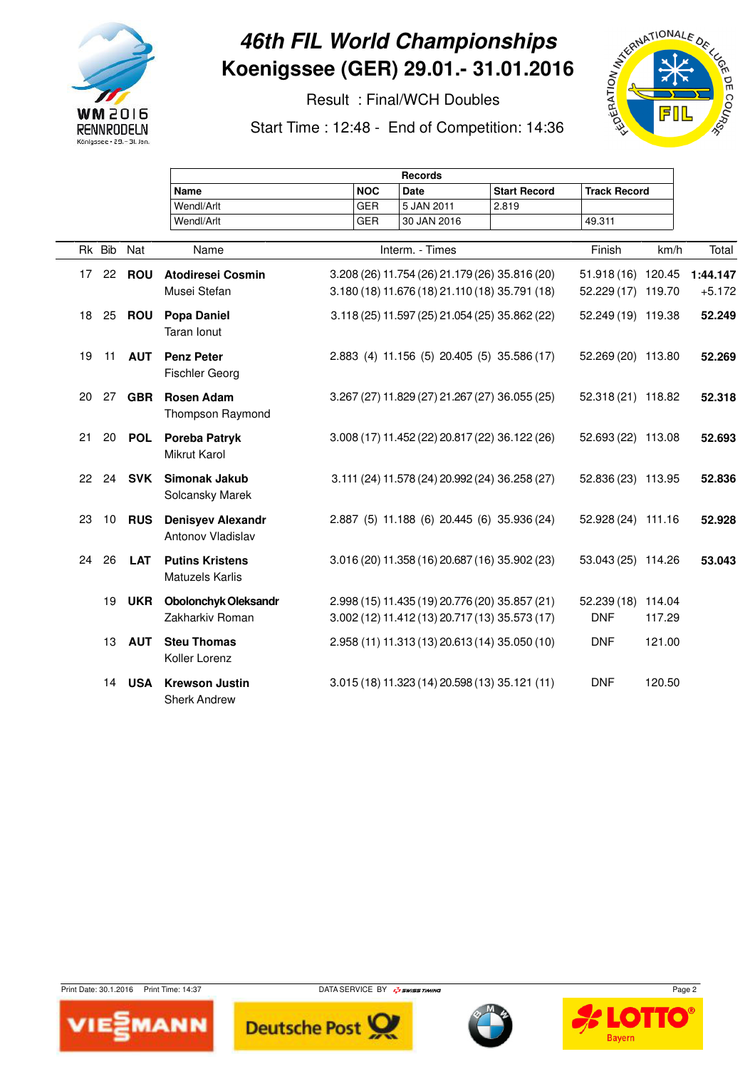# 46th FIL World Championships
# Koenigssee (GER) 29.01.- 31.01.2016

Result : Final/WCH Doubles

Start Time : 12:48 - End of Competition: 14:36

| Records | | | | |
|---|---|---|---|---|
| **Name** | **NOC** | **Date** | **Start Record** | **Track Record** |
| Wendl/Arlt | GER | 5 JAN 2011 | 2.819 | |
| Wendl/Arlt | GER | 30 JAN 2016 | | 49.311 |

| Rk | Bib | Nat | Name | Interm. - Times | Finish | km/h | Total |
|---|---|---|---|---|---|---|---|
| 17 | 22 | **ROU** | **Atodiresei Cosmin** | 3.208 (26) 11.754 (26) 21.179 (26) 35.816 (20) | 51.918 (16) | 120.45 | **1:44.147** |
| | | | Musei Stefan | 3.180 (18) 11.676 (18) 21.110 (18) 35.791 (18) | 52.229 (17) | 119.70 | +5.172 |
| 18 | 25 | **ROU** | **Popa Daniel** | 3.118 (25) 11.597 (25) 21.054 (25) 35.862 (22) | 52.249 (19) | 119.38 | **52.249** |
| | | | Taran Ionut | | | | |
| 19 | 11 | **AUT** | **Penz Peter** | 2.883 (4) 11.156 (5) 20.405 (5) 35.586 (17) | 52.269 (20) | 113.80 | **52.269** |
| | | | Fischler Georg | | | | |
| 20 | 27 | **GBR** | **Rosen Adam** | 3.267 (27) 11.829 (27) 21.267 (27) 36.055 (25) | 52.318 (21) | 118.82 | **52.318** |
| | | | Thompson Raymond | | | | |
| 21 | 20 | **POL** | **Poreba Patryk** | 3.008 (17) 11.452 (22) 20.817 (22) 36.122 (26) | 52.693 (22) | 113.08 | **52.693** |
| | | | Mikrut Karol | | | | |
| 22 | 24 | **SVK** | **Simonak Jakub** | 3.111 (24) 11.578 (24) 20.992 (24) 36.258 (27) | 52.836 (23) | 113.95 | **52.836** |
| | | | Solcansky Marek | | | | |
| 23 | 10 | **RUS** | **Denisyev Alexandr** | 2.887 (5) 11.188 (6) 20.445 (6) 35.936 (24) | 52.928 (24) | 111.16 | **52.928** |
| | | | Antonov Vladislav | | | | |
| 24 | 26 | **LAT** | **Putins Kristens** | 3.016 (20) 11.358 (16) 20.687 (16) 35.902 (23) | 53.043 (25) | 114.26 | **53.043** |
| | | | Matuzels Karlis | | | | |
| | 19 | **UKR** | **Obolonchyk Oleksandr** | 2.998 (15) 11.435 (19) 20.776 (20) 35.857 (21) | 52.239 (18) | 114.04 | |
| | | | Zakharkiv Roman | 3.002 (12) 11.412 (13) 20.717 (13) 35.573 (17) | DNF | 117.29 | |
| | 13 | **AUT** | **Steu Thomas** | 2.958 (11) 11.313 (13) 20.613 (14) 35.050 (10) | DNF | 121.00 | |
| | | | Koller Lorenz | | | | |
| | 14 | **USA** | **Krewson Justin** | 3.015 (18) 11.323 (14) 20.598 (13) 35.121 (11) | DNF | 120.50 | |
| | | | Sherk Andrew | | | | |

Print Date: 30.1.2016 Print Time: 14:37

DATA SERVICE BY SWISS TIMING